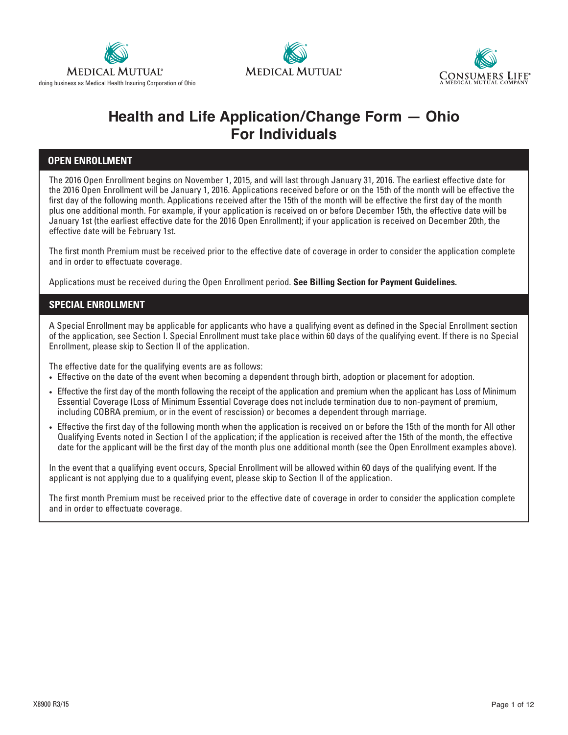Medical Mutual®
doing business as Medical Health Insuring Corporation of Ohio

Medical Mutual®

Consumers Life®
A Medical Mutual Company

# Health and Life Application/Change Form — Ohio For Individuals

## OPEN ENROLLMENT

The 2016 Open Enrollment begins on November 1, 2015, and will last through January 31, 2016. The earliest effective date for the 2016 Open Enrollment will be January 1, 2016. Applications received before or on the 15th of the month will be effective the first day of the following month. Applications received after the 15th of the month will be effective the first day of the month plus one additional month. For example, if your application is received on or before December 15th, the effective date will be January 1st (the earliest effective date for the 2016 Open Enrollment); if your application is received on December 20th, the effective date will be February 1st.

The first month Premium must be received prior to the effective date of coverage in order to consider the application complete and in order to effectuate coverage.

Applications must be received during the Open Enrollment period. **See Billing Section for Payment Guidelines.**

## SPECIAL ENROLLMENT

A Special Enrollment may be applicable for applicants who have a qualifying event as defined in the Special Enrollment section of the application, see Section I. Special Enrollment must take place within 60 days of the qualifying event. If there is no Special Enrollment, please skip to Section II of the application.

The effective date for the qualifying events are as follows:

- Effective on the date of the event when becoming a dependent through birth, adoption or placement for adoption.
- Effective the first day of the month following the receipt of the application and premium when the applicant has Loss of Minimum Essential Coverage (Loss of Minimum Essential Coverage does not include termination due to non-payment of premium, including COBRA premium, or in the event of rescission) or becomes a dependent through marriage.
- Effective the first day of the following month when the application is received on or before the 15th of the month for All other Qualifying Events noted in Section I of the application; if the application is received after the 15th of the month, the effective date for the applicant will be the first day of the month plus one additional month (see the Open Enrollment examples above).

In the event that a qualifying event occurs, Special Enrollment will be allowed within 60 days of the qualifying event. If the applicant is not applying due to a qualifying event, please skip to Section II of the application.

The first month Premium must be received prior to the effective date of coverage in order to consider the application complete and in order to effectuate coverage.

X8900 R3/15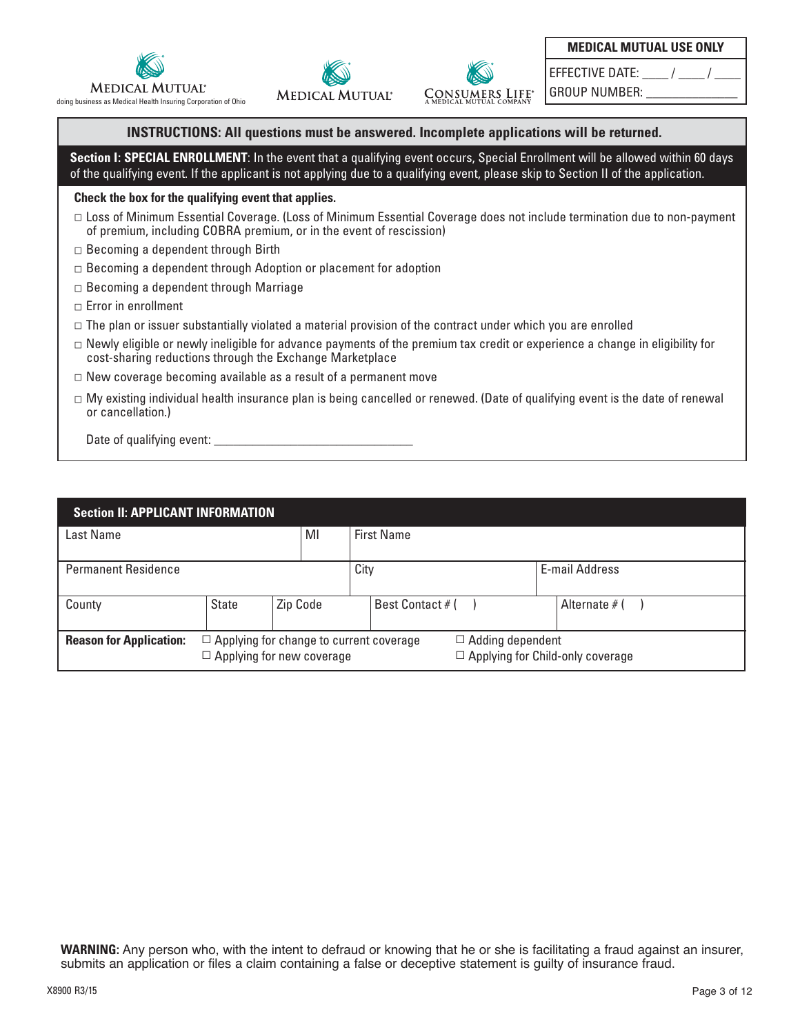MEDICAL MUTUAL
doing business as Medical Health Insuring Corporation of Ohio

MEDICAL MUTUAL

CONSUMERS LIFE
A MEDICAL MUTUAL COMPANY

| **MEDICAL MUTUAL USE ONLY** |
|---|
| EFFECTIVE DATE: ____ / ____ / ____ |
| GROUP NUMBER: ______________ |

**INSTRUCTIONS: All questions must be answered. Incomplete applications will be returned.**

**Section I: SPECIAL ENROLLMENT**: In the event that a qualifying event occurs, Special Enrollment will be allowed within 60 days of the qualifying event. If the applicant is not applying due to a qualifying event, please skip to Section II of the application.

**Check the box for the qualifying event that applies.**

- ☐ Loss of Minimum Essential Coverage. (Loss of Minimum Essential Coverage does not include termination due to non-payment of premium, including COBRA premium, or in the event of rescission)
- ☐ Becoming a dependent through Birth
- ☐ Becoming a dependent through Adoption or placement for adoption
- ☐ Becoming a dependent through Marriage
- ☐ Error in enrollment
- ☐ The plan or issuer substantially violated a material provision of the contract under which you are enrolled
- ☐ Newly eligible or newly ineligible for advance payments of the premium tax credit or experience a change in eligibility for cost-sharing reductions through the Exchange Marketplace
- ☐ New coverage becoming available as a result of a permanent move
- ☐ My existing individual health insurance plan is being cancelled or renewed. (Date of qualifying event is the date of renewal or cancellation.)

Date of qualifying event: ________________________________

**Section II: APPLICANT INFORMATION**

| Last Name | | | MI | First Name | |
|---|---|---|---|---|---|
| Permanent Residence | | | | City | E-mail Address |
| County | State | Zip Code | | Best Contact # (    ) | Alternate # (    ) |

**Reason for Application:** ☐ Applying for change to current coverage ☐ Adding dependent ☐ Applying for new coverage ☐ Applying for Child-only coverage

**WARNING:** Any person who, with the intent to defraud or knowing that he or she is facilitating a fraud against an insurer, submits an application or files a claim containing a false or deceptive statement is guilty of insurance fraud.

X8900 R3/15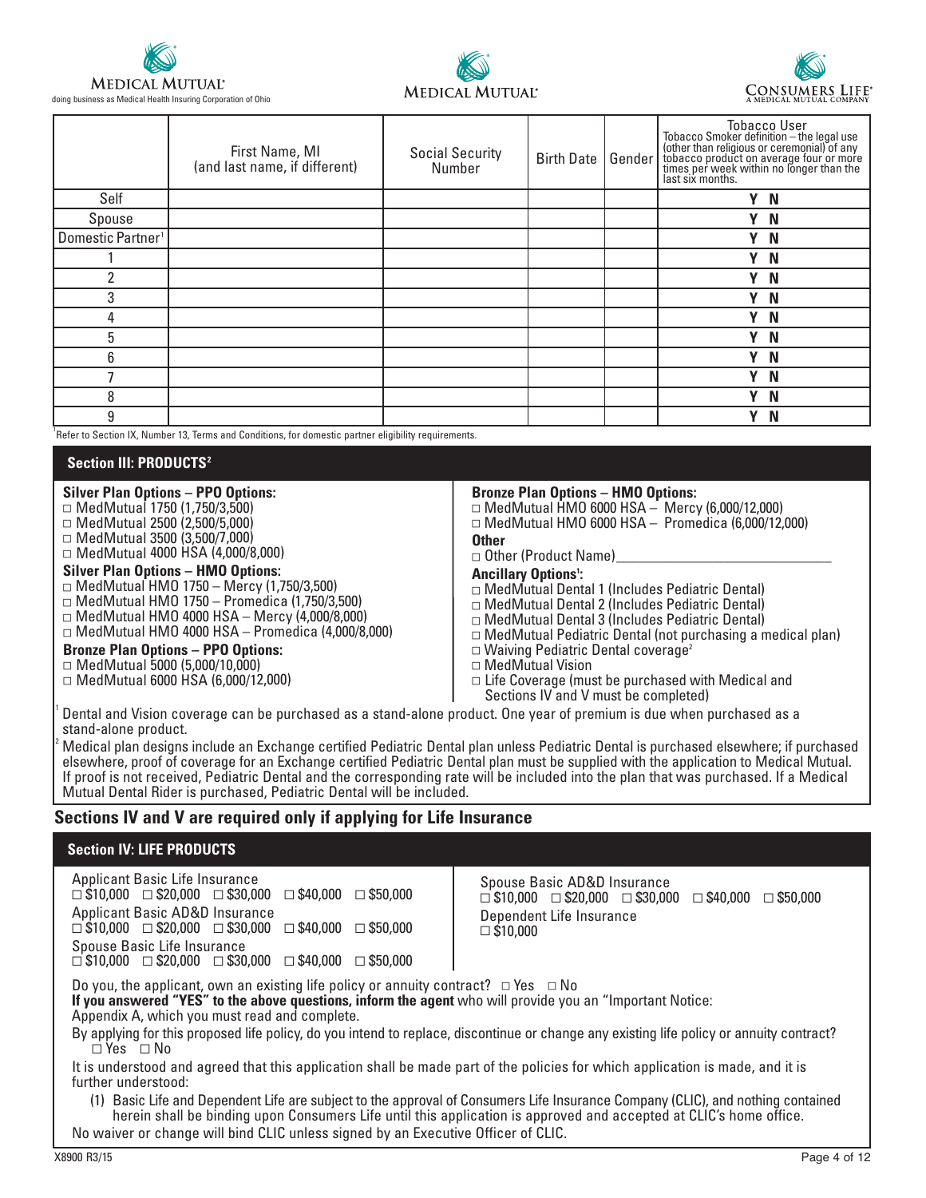MEDICAL MUTUAL

doing business as Medical Health Insuring Corporation of Ohio

MEDICAL MUTUAL

CONSUMERS LIFE
A MEDICAL MUTUAL COMPANY

| | First Name, MI (and last name, if different) | Social Security Number | Birth Date | Gender | Tobacco User Tobacco Smoker definition – the legal use (other than religious or ceremonial) of any tobacco product on average four or more times per week within no longer than the last six months. |
|---|---|---|---|---|---|
| Self | | | | | Y N |
| Spouse | | | | | Y N |
| Domestic Partner[1] | | | | | Y N |
| 1 | | | | | Y N |
| 2 | | | | | Y N |
| 3 | | | | | Y N |
| 4 | | | | | Y N |
| 5 | | | | | Y N |
| 6 | | | | | Y N |
| 7 | | | | | Y N |
| 8 | | | | | Y N |
| 9 | | | | | Y N |

[1]Refer to Section IX, Number 13, Terms and Conditions, for domestic partner eligibility requirements.

## Section III: PRODUCTS[2]

**Silver Plan Options – PPO Options:**
- □ MedMutual 1750 (1,750/3,500)
- □ MedMutual 2500 (2,500/5,000)
- □ MedMutual 3500 (3,500/7,000)
- □ MedMutual 4000 HSA (4,000/8,000)

**Silver Plan Options – HMO Options:**
- □ MedMutual HMO 1750 – Mercy (1,750/3,500)
- □ MedMutual HMO 1750 – Promedica (1,750/3,500)
- □ MedMutual HMO 4000 HSA – Mercy (4,000/8,000)
- □ MedMutual HMO 4000 HSA – Promedica (4,000/8,000)

**Bronze Plan Options – PPO Options:**
- □ MedMutual 5000 (5,000/10,000)
- □ MedMutual 6000 HSA (6,000/12,000)

**Bronze Plan Options – HMO Options:**
- □ MedMutual HMO 6000 HSA – Mercy (6,000/12,000)
- □ MedMutual HMO 6000 HSA – Promedica (6,000/12,000)

**Other**
- □ Other (Product Name)____________________________

**Ancillary Options[1]:**
- □ MedMutual Dental 1 (Includes Pediatric Dental)
- □ MedMutual Dental 2 (Includes Pediatric Dental)
- □ MedMutual Dental 3 (Includes Pediatric Dental)
- □ MedMutual Pediatric Dental (not purchasing a medical plan)
- □ Waiving Pediatric Dental coverage[2]
- □ MedMutual Vision
- □ Life Coverage (must be purchased with Medical and Sections IV and V must be completed)

[1] Dental and Vision coverage can be purchased as a stand-alone product. One year of premium is due when purchased as a stand-alone product.

[2] Medical plan designs include an Exchange certified Pediatric Dental plan unless Pediatric Dental is purchased elsewhere; if purchased elsewhere, proof of coverage for an Exchange certified Pediatric Dental plan must be supplied with the application to Medical Mutual. If proof is not received, Pediatric Dental and the corresponding rate will be included into the plan that was purchased. If a Medical Mutual Dental Rider is purchased, Pediatric Dental will be included.

## Sections IV and V are required only if applying for Life Insurance

## Section IV: LIFE PRODUCTS

Applicant Basic Life Insurance
□ $10,000 □ $20,000 □ $30,000 □ $40,000 □ $50,000

Applicant Basic AD&D Insurance
□ $10,000 □ $20,000 □ $30,000 □ $40,000 □ $50,000

Spouse Basic Life Insurance
□ $10,000 □ $20,000 □ $30,000 □ $40,000 □ $50,000

Spouse Basic AD&D Insurance
□ $10,000 □ $20,000 □ $30,000 □ $40,000 □ $50,000

Dependent Life Insurance
□ $10,000

Do you, the applicant, own an existing life policy or annuity contract? □ Yes □ No

**If you answered "YES" to the above questions, inform the agent** who will provide you an "Important Notice: Appendix A, which you must read and complete.

By applying for this proposed life policy, do you intend to replace, discontinue or change any existing life policy or annuity contract? □ Yes □ No

It is understood and agreed that this application shall be made part of the policies for which application is made, and it is further understood:

(1) Basic Life and Dependent Life are subject to the approval of Consumers Life Insurance Company (CLIC), and nothing contained herein shall be binding upon Consumers Life until this application is approved and accepted at CLIC's home office.

No waiver or change will bind CLIC unless signed by an Executive Officer of CLIC.

X8900 R3/15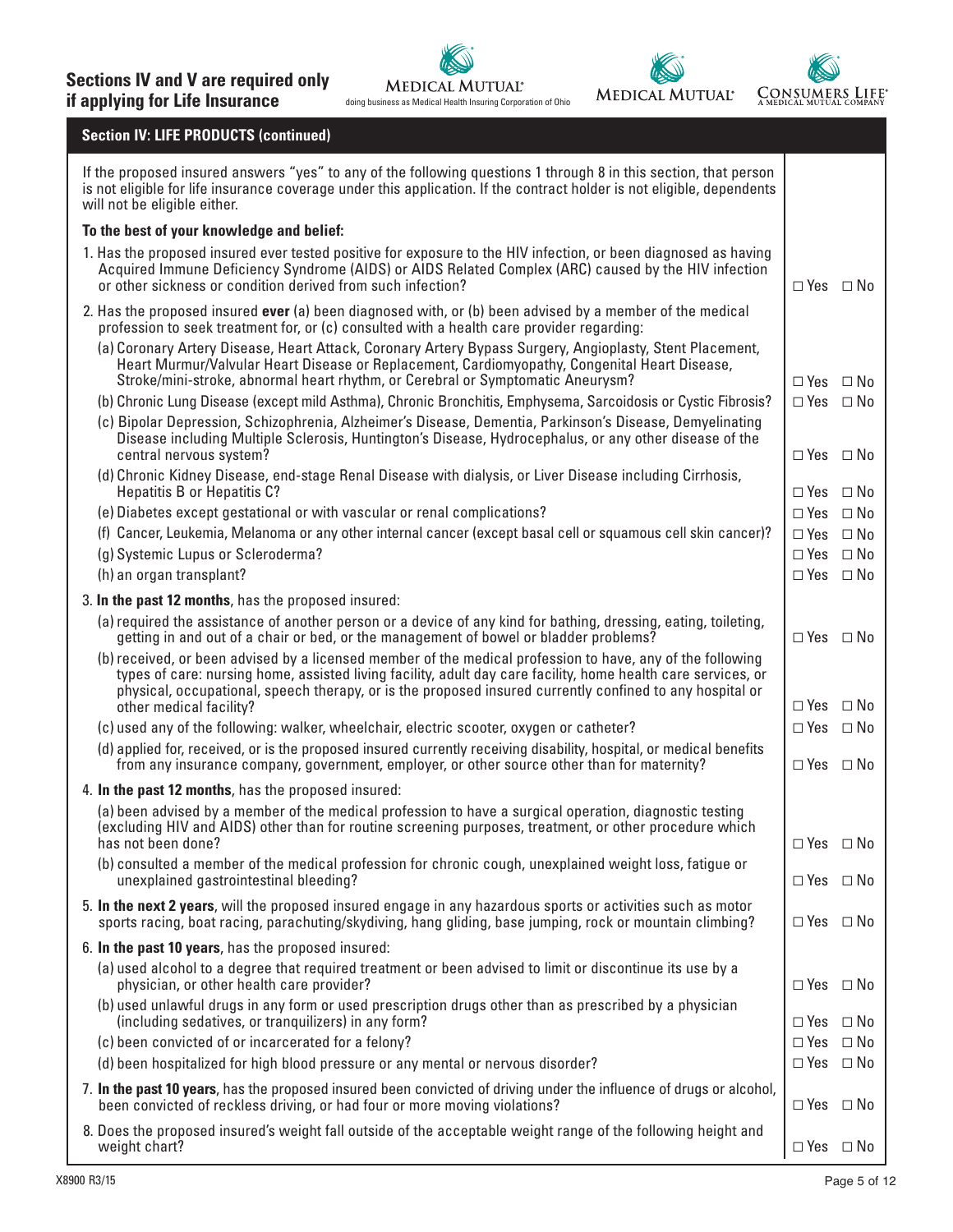**Sections IV and V are required only if applying for Life Insurance**

MEDICAL MUTUAL® doing business as Medical Health Insuring Corporation of Ohio

MEDICAL MUTUAL®

CONSUMERS LIFE® A MEDICAL MUTUAL COMPANY

## Section IV: LIFE PRODUCTS (continued)

If the proposed insured answers "yes" to any of the following questions 1 through 8 in this section, that person is not eligible for life insurance coverage under this application. If the contract holder is not eligible, dependents will not be eligible either.

**To the best of your knowledge and belief:**

1. Has the proposed insured ever tested positive for exposure to the HIV infection, or been diagnosed as having Acquired Immune Deficiency Syndrome (AIDS) or AIDS Related Complex (ARC) caused by the HIV infection or other sickness or condition derived from such infection? ☐ Yes ☐ No

2. Has the proposed insured **ever** (a) been diagnosed with, or (b) been advised by a member of the medical profession to seek treatment for, or (c) consulted with a health care provider regarding:
   - (a) Coronary Artery Disease, Heart Attack, Coronary Artery Bypass Surgery, Angioplasty, Stent Placement, Heart Murmur/Valvular Heart Disease or Replacement, Cardiomyopathy, Congenital Heart Disease, Stroke/mini-stroke, abnormal heart rhythm, or Cerebral or Symptomatic Aneurysm? ☐ Yes ☐ No
   - (b) Chronic Lung Disease (except mild Asthma), Chronic Bronchitis, Emphysema, Sarcoidosis or Cystic Fibrosis? ☐ Yes ☐ No
   - (c) Bipolar Depression, Schizophrenia, Alzheimer's Disease, Dementia, Parkinson's Disease, Demyelinating Disease including Multiple Sclerosis, Huntington's Disease, Hydrocephalus, or any other disease of the central nervous system? ☐ Yes ☐ No
   - (d) Chronic Kidney Disease, end-stage Renal Disease with dialysis, or Liver Disease including Cirrhosis, Hepatitis B or Hepatitis C? ☐ Yes ☐ No
   - (e) Diabetes except gestational or with vascular or renal complications? ☐ Yes ☐ No
   - (f) Cancer, Leukemia, Melanoma or any other internal cancer (except basal cell or squamous cell skin cancer)? ☐ Yes ☐ No
   - (g) Systemic Lupus or Scleroderma? ☐ Yes ☐ No
   - (h) an organ transplant? ☐ Yes ☐ No

3. **In the past 12 months**, has the proposed insured:
   - (a) required the assistance of another person or a device of any kind for bathing, dressing, eating, toileting, getting in and out of a chair or bed, or the management of bowel or bladder problems? ☐ Yes ☐ No
   - (b) received, or been advised by a licensed member of the medical profession to have, any of the following types of care: nursing home, assisted living facility, adult day care facility, home health care services, or physical, occupational, speech therapy, or is the proposed insured currently confined to any hospital or other medical facility? ☐ Yes ☐ No
   - (c) used any of the following: walker, wheelchair, electric scooter, oxygen or catheter? ☐ Yes ☐ No
   - (d) applied for, received, or is the proposed insured currently receiving disability, hospital, or medical benefits from any insurance company, government, employer, or other source other than for maternity? ☐ Yes ☐ No

4. **In the past 12 months**, has the proposed insured:
   - (a) been advised by a member of the medical profession to have a surgical operation, diagnostic testing (excluding HIV and AIDS) other than for routine screening purposes, treatment, or other procedure which has not been done? ☐ Yes ☐ No
   - (b) consulted a member of the medical profession for chronic cough, unexplained weight loss, fatigue or unexplained gastrointestinal bleeding? ☐ Yes ☐ No

5. **In the next 2 years**, will the proposed insured engage in any hazardous sports or activities such as motor sports racing, boat racing, parachuting/skydiving, hang gliding, base jumping, rock or mountain climbing? ☐ Yes ☐ No

6. **In the past 10 years**, has the proposed insured:
   - (a) used alcohol to a degree that required treatment or been advised to limit or discontinue its use by a physician, or other health care provider? ☐ Yes ☐ No
   - (b) used unlawful drugs in any form or used prescription drugs other than as prescribed by a physician (including sedatives, or tranquilizers) in any form? ☐ Yes ☐ No
   - (c) been convicted of or incarcerated for a felony? ☐ Yes ☐ No
   - (d) been hospitalized for high blood pressure or any mental or nervous disorder? ☐ Yes ☐ No

7. **In the past 10 years**, has the proposed insured been convicted of driving under the influence of drugs or alcohol, been convicted of reckless driving, or had four or more moving violations? ☐ Yes ☐ No

8. Does the proposed insured's weight fall outside of the acceptable weight range of the following height and weight chart? ☐ Yes ☐ No

X8900 R3/15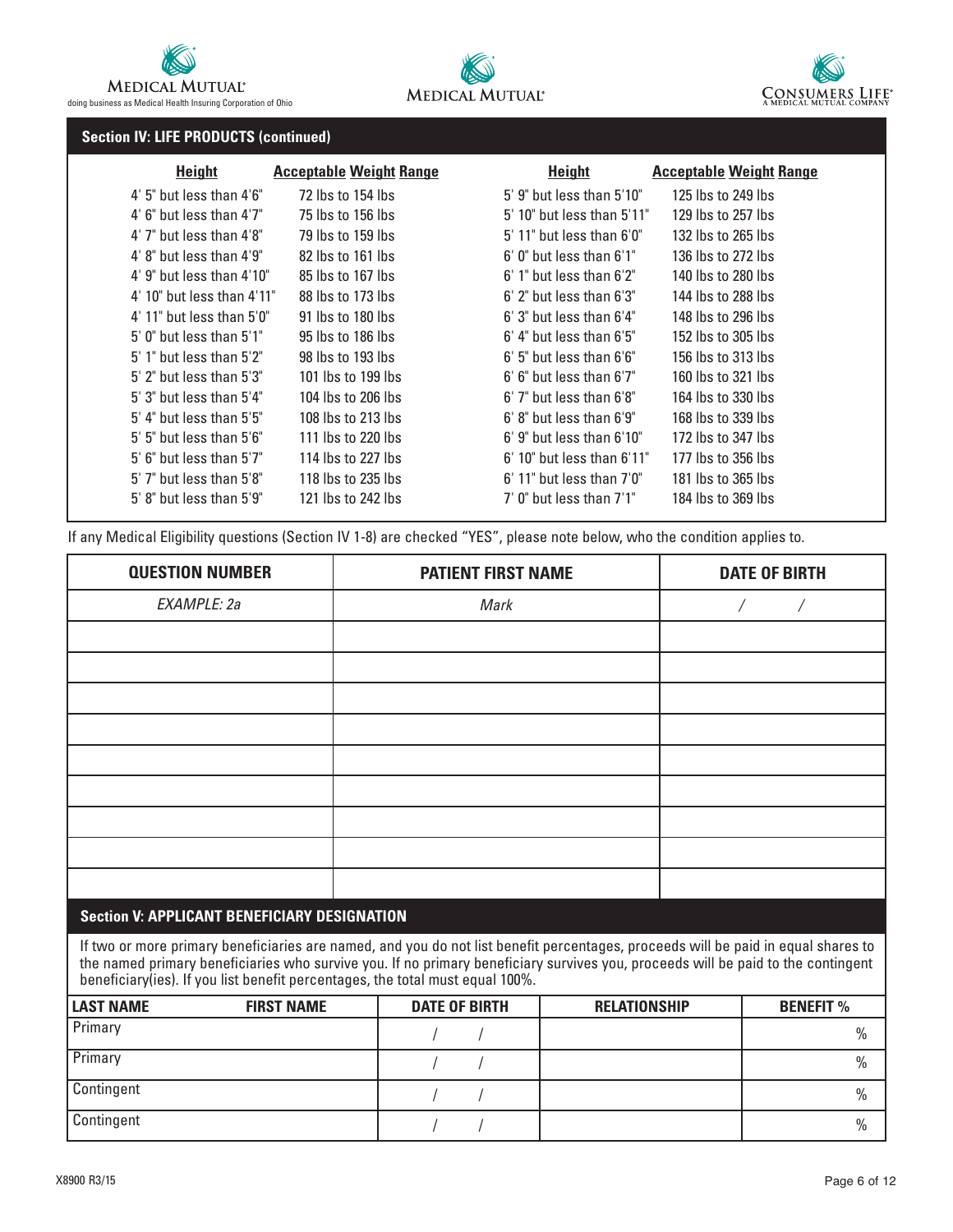## Section IV: LIFE PRODUCTS (continued)

| Height | Acceptable Weight Range | Height | Acceptable Weight Range |
|---|---|---|---|
| 4' 5" but less than 4'6" | 72 lbs to 154 lbs | 5' 9" but less than 5'10" | 125 lbs to 249 lbs |
| 4' 6" but less than 4'7" | 75 lbs to 156 lbs | 5' 10" but less than 5'11" | 129 lbs to 257 lbs |
| 4' 7" but less than 4'8" | 79 lbs to 159 lbs | 5' 11" but less than 6'0" | 132 lbs to 265 lbs |
| 4' 8" but less than 4'9" | 82 lbs to 161 lbs | 6' 0" but less than 6'1" | 136 lbs to 272 lbs |
| 4' 9" but less than 4'10" | 85 lbs to 167 lbs | 6' 1" but less than 6'2" | 140 lbs to 280 lbs |
| 4' 10" but less than 4'11" | 88 lbs to 173 lbs | 6' 2" but less than 6'3" | 144 lbs to 288 lbs |
| 4' 11" but less than 5'0" | 91 lbs to 180 lbs | 6' 3" but less than 6'4" | 148 lbs to 296 lbs |
| 5' 0" but less than 5'1" | 95 lbs to 186 lbs | 6' 4" but less than 6'5" | 152 lbs to 305 lbs |
| 5' 1" but less than 5'2" | 98 lbs to 193 lbs | 6' 5" but less than 6'6" | 156 lbs to 313 lbs |
| 5' 2" but less than 5'3" | 101 lbs to 199 lbs | 6' 6" but less than 6'7" | 160 lbs to 321 lbs |
| 5' 3" but less than 5'4" | 104 lbs to 206 lbs | 6' 7" but less than 6'8" | 164 lbs to 330 lbs |
| 5' 4" but less than 5'5" | 108 lbs to 213 lbs | 6' 8" but less than 6'9" | 168 lbs to 339 lbs |
| 5' 5" but less than 5'6" | 111 lbs to 220 lbs | 6' 9" but less than 6'10" | 172 lbs to 347 lbs |
| 5' 6" but less than 5'7" | 114 lbs to 227 lbs | 6' 10" but less than 6'11" | 177 lbs to 356 lbs |
| 5' 7" but less than 5'8" | 118 lbs to 235 lbs | 6' 11" but less than 7'0" | 181 lbs to 365 lbs |
| 5' 8" but less than 5'9" | 121 lbs to 242 lbs | 7' 0" but less than 7'1" | 184 lbs to 369 lbs |

If any Medical Eligibility questions (Section IV 1-8) are checked "YES", please note below, who the condition applies to.

| QUESTION NUMBER | PATIENT FIRST NAME | DATE OF BIRTH |
|---|---|---|
| *EXAMPLE: 2a* | *Mark* | / / |
| | | |
| | | |
| | | |
| | | |
| | | |
| | | |
| | | |
| | | |
| | | |

## Section V: APPLICANT BENEFICIARY DESIGNATION

If two or more primary beneficiaries are named, and you do not list benefit percentages, proceeds will be paid in equal shares to the named primary beneficiaries who survive you. If no primary beneficiary survives you, proceeds will be paid to the contingent beneficiary(ies). If you list benefit percentages, the total must equal 100%.

| LAST NAME / FIRST NAME | DATE OF BIRTH | RELATIONSHIP | BENEFIT % |
|---|---|---|---|
| Primary | / / | | % |
| Primary | / / | | % |
| Contingent | / / | | % |
| Contingent | / / | | % |

X8900 R3/15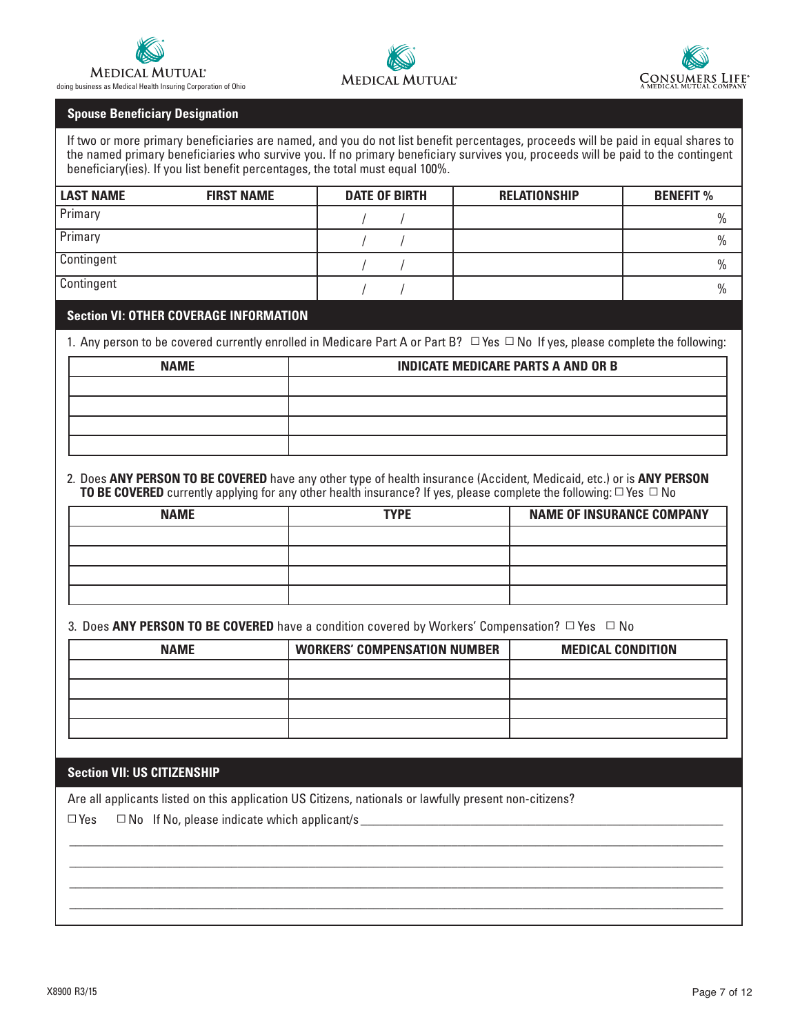Medical Mutual doing business as Medical Health Insuring Corporation of Ohio | Medical Mutual | Consumers Life A Medical Mutual Company

## Spouse Beneficiary Designation

If two or more primary beneficiaries are named, and you do not list benefit percentages, proceeds will be paid in equal shares to the named primary beneficiaries who survive you. If no primary beneficiary survives you, proceeds will be paid to the contingent beneficiary(ies). If you list benefit percentages, the total must equal 100%.

| LAST NAME | FIRST NAME | DATE OF BIRTH | RELATIONSHIP | BENEFIT % |
|---|---|---|---|---|
| Primary | | / / | | % |
| Primary | | / / | | % |
| Contingent | | / / | | % |
| Contingent | | / / | | % |

## Section VI: OTHER COVERAGE INFORMATION

1. Any person to be covered currently enrolled in Medicare Part A or Part B? ☐ Yes ☐ No If yes, please complete the following:

| NAME | INDICATE MEDICARE PARTS A AND OR B |
|---|---|
| | |
| | |
| | |
| | |

2. Does **ANY PERSON TO BE COVERED** have any other type of health insurance (Accident, Medicaid, etc.) or is **ANY PERSON TO BE COVERED** currently applying for any other health insurance? If yes, please complete the following: ☐ Yes ☐ No

| NAME | TYPE | NAME OF INSURANCE COMPANY |
|---|---|---|
| | | |
| | | |
| | | |
| | | |

3. Does **ANY PERSON TO BE COVERED** have a condition covered by Workers' Compensation? ☐ Yes ☐ No

| NAME | WORKERS' COMPENSATION NUMBER | MEDICAL CONDITION |
|---|---|---|
| | | |
| | | |
| | | |
| | | |

## Section VII: US CITIZENSHIP

Are all applicants listed on this application US Citizens, nationals or lawfully present non-citizens?

☐ Yes ☐ No If No, please indicate which applicant/s ______________________________

______________________________________________________________________________

______________________________________________________________________________

______________________________________________________________________________

______________________________________________________________________________

X8900 R3/15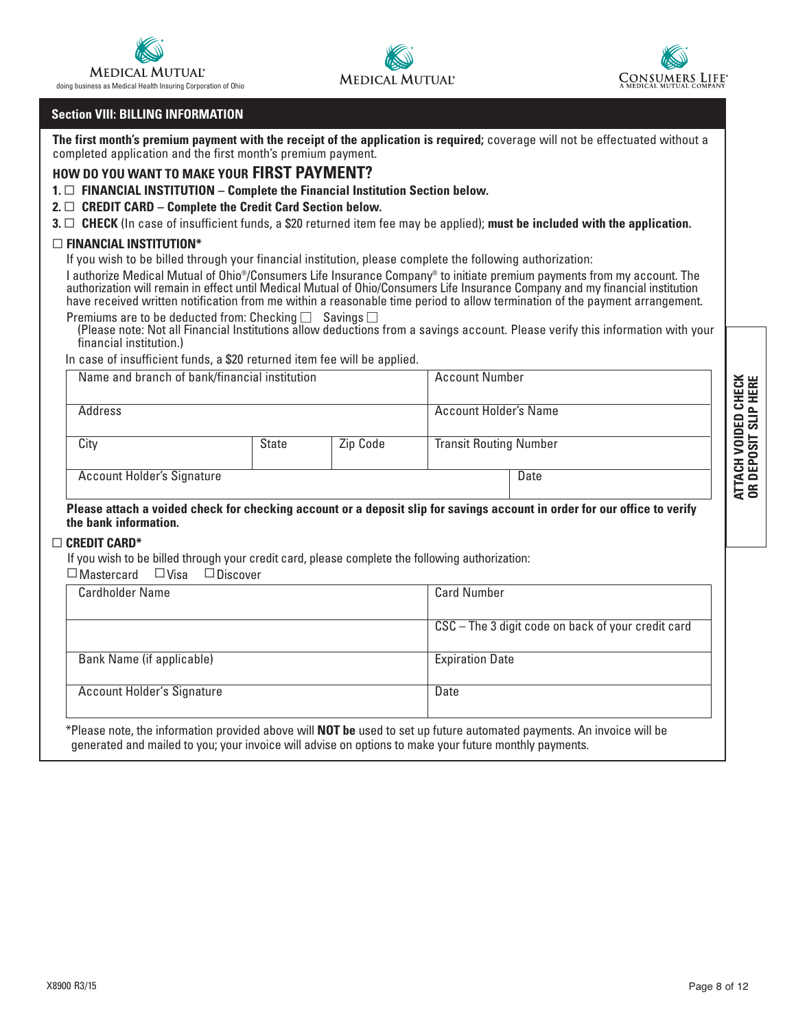MEDICAL MUTUAL®
doing business as Medical Health Insuring Corporation of Ohio

MEDICAL MUTUAL®

CONSUMERS LIFE®
A MEDICAL MUTUAL COMPANY

## Section VIII: BILLING INFORMATION

**The first month's premium payment with the receipt of the application is required;** coverage will not be effectuated without a completed application and the first month's premium payment.

### HOW DO YOU WANT TO MAKE YOUR FIRST PAYMENT?

**1.** ☐ **FINANCIAL INSTITUTION – Complete the Financial Institution Section below.**

**2.** ☐ **CREDIT CARD – Complete the Credit Card Section below.**

**3.** ☐ **CHECK** (In case of insufficient funds, a $20 returned item fee may be applied); **must be included with the application.**

### ☐ FINANCIAL INSTITUTION*

If you wish to be billed through your financial institution, please complete the following authorization:

I authorize Medical Mutual of Ohio®/Consumers Life Insurance Company® to initiate premium payments from my account. The authorization will remain in effect until Medical Mutual of Ohio/Consumers Life Insurance Company and my financial institution have received written notification from me within a reasonable time period to allow termination of the payment arrangement.

Premiums are to be deducted from: Checking ☐ Savings ☐
(Please note: Not all Financial Institutions allow deductions from a savings account. Please verify this information with your financial institution.)

In case of insufficient funds, a $20 returned item fee will be applied.

| Name and branch of bank/financial institution | | | Account Number | |
|---|---|---|---|---|
| Address | | | Account Holder's Name | |
| City | State | Zip Code | Transit Routing Number | |
| Account Holder's Signature | | | | Date |

**Please attach a voided check for checking account or a deposit slip for savings account in order for our office to verify the bank information.**

**ATTACH VOIDED CHECK OR DEPOSIT SLIP HERE**

### ☐ CREDIT CARD*

If you wish to be billed through your credit card, please complete the following authorization:

☐ Mastercard ☐ Visa ☐ Discover

| Cardholder Name | Card Number |
|---|---|
| | CSC – The 3 digit code on back of your credit card |
| Bank Name (if applicable) | Expiration Date |
| Account Holder's Signature | Date |

*Please note, the information provided above will **NOT be** used to set up future automated payments. An invoice will be generated and mailed to you; your invoice will advise on options to make your future monthly payments.

X8900 R3/15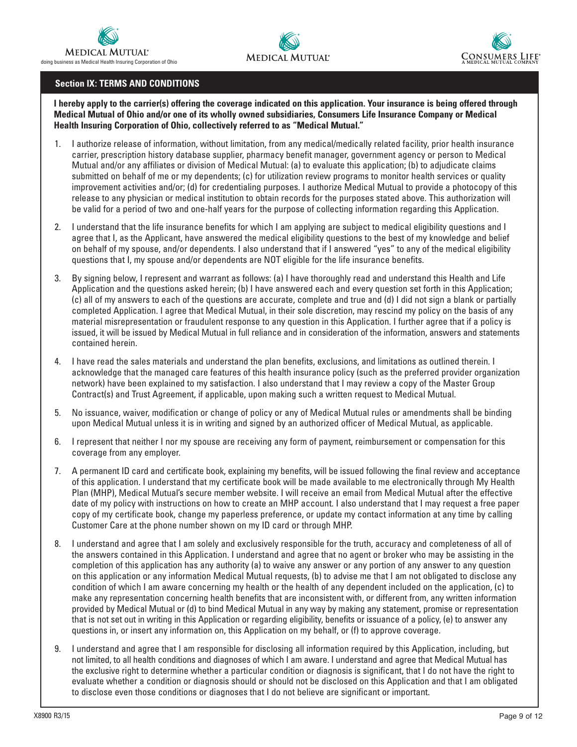## Section IX: TERMS AND CONDITIONS

**I hereby apply to the carrier(s) offering the coverage indicated on this application. Your insurance is being offered through Medical Mutual of Ohio and/or one of its wholly owned subsidiaries, Consumers Life Insurance Company or Medical Health Insuring Corporation of Ohio, collectively referred to as "Medical Mutual."**

1. I authorize release of information, without limitation, from any medical/medically related facility, prior health insurance carrier, prescription history database supplier, pharmacy benefit manager, government agency or person to Medical Mutual and/or any affiliates or division of Medical Mutual: (a) to evaluate this application; (b) to adjudicate claims submitted on behalf of me or my dependents; (c) for utilization review programs to monitor health services or quality improvement activities and/or; (d) for credentialing purposes. I authorize Medical Mutual to provide a photocopy of this release to any physician or medical institution to obtain records for the purposes stated above. This authorization will be valid for a period of two and one-half years for the purpose of collecting information regarding this Application.

2. I understand that the life insurance benefits for which I am applying are subject to medical eligibility questions and I agree that I, as the Applicant, have answered the medical eligibility questions to the best of my knowledge and belief on behalf of my spouse, and/or dependents. I also understand that if I answered "yes" to any of the medical eligibility questions that I, my spouse and/or dependents are NOT eligible for the life insurance benefits.

3. By signing below, I represent and warrant as follows: (a) I have thoroughly read and understand this Health and Life Application and the questions asked herein; (b) I have answered each and every question set forth in this Application; (c) all of my answers to each of the questions are accurate, complete and true and (d) I did not sign a blank or partially completed Application. I agree that Medical Mutual, in their sole discretion, may rescind my policy on the basis of any material misrepresentation or fraudulent response to any question in this Application. I further agree that if a policy is issued, it will be issued by Medical Mutual in full reliance and in consideration of the information, answers and statements contained herein.

4. I have read the sales materials and understand the plan benefits, exclusions, and limitations as outlined therein. I acknowledge that the managed care features of this health insurance policy (such as the preferred provider organization network) have been explained to my satisfaction. I also understand that I may review a copy of the Master Group Contract(s) and Trust Agreement, if applicable, upon making such a written request to Medical Mutual.

5. No issuance, waiver, modification or change of policy or any of Medical Mutual rules or amendments shall be binding upon Medical Mutual unless it is in writing and signed by an authorized officer of Medical Mutual, as applicable.

6. I represent that neither I nor my spouse are receiving any form of payment, reimbursement or compensation for this coverage from any employer.

7. A permanent ID card and certificate book, explaining my benefits, will be issued following the final review and acceptance of this application. I understand that my certificate book will be made available to me electronically through My Health Plan (MHP), Medical Mutual's secure member website. I will receive an email from Medical Mutual after the effective date of my policy with instructions on how to create an MHP account. I also understand that I may request a free paper copy of my certificate book, change my paperless preference, or update my contact information at any time by calling Customer Care at the phone number shown on my ID card or through MHP.

8. I understand and agree that I am solely and exclusively responsible for the truth, accuracy and completeness of all of the answers contained in this Application. I understand and agree that no agent or broker who may be assisting in the completion of this application has any authority (a) to waive any answer or any portion of any answer to any question on this application or any information Medical Mutual requests, (b) to advise me that I am not obligated to disclose any condition of which I am aware concerning my health or the health of any dependent included on the application, (c) to make any representation concerning health benefits that are inconsistent with, or different from, any written information provided by Medical Mutual or (d) to bind Medical Mutual in any way by making any statement, promise or representation that is not set out in writing in this Application or regarding eligibility, benefits or issuance of a policy, (e) to answer any questions in, or insert any information on, this Application on my behalf, or (f) to approve coverage.

9. I understand and agree that I am responsible for disclosing all information required by this Application, including, but not limited, to all health conditions and diagnoses of which I am aware. I understand and agree that Medical Mutual has the exclusive right to determine whether a particular condition or diagnosis is significant, that I do not have the right to evaluate whether a condition or diagnosis should or should not be disclosed on this Application and that I am obligated to disclose even those conditions or diagnoses that I do not believe are significant or important.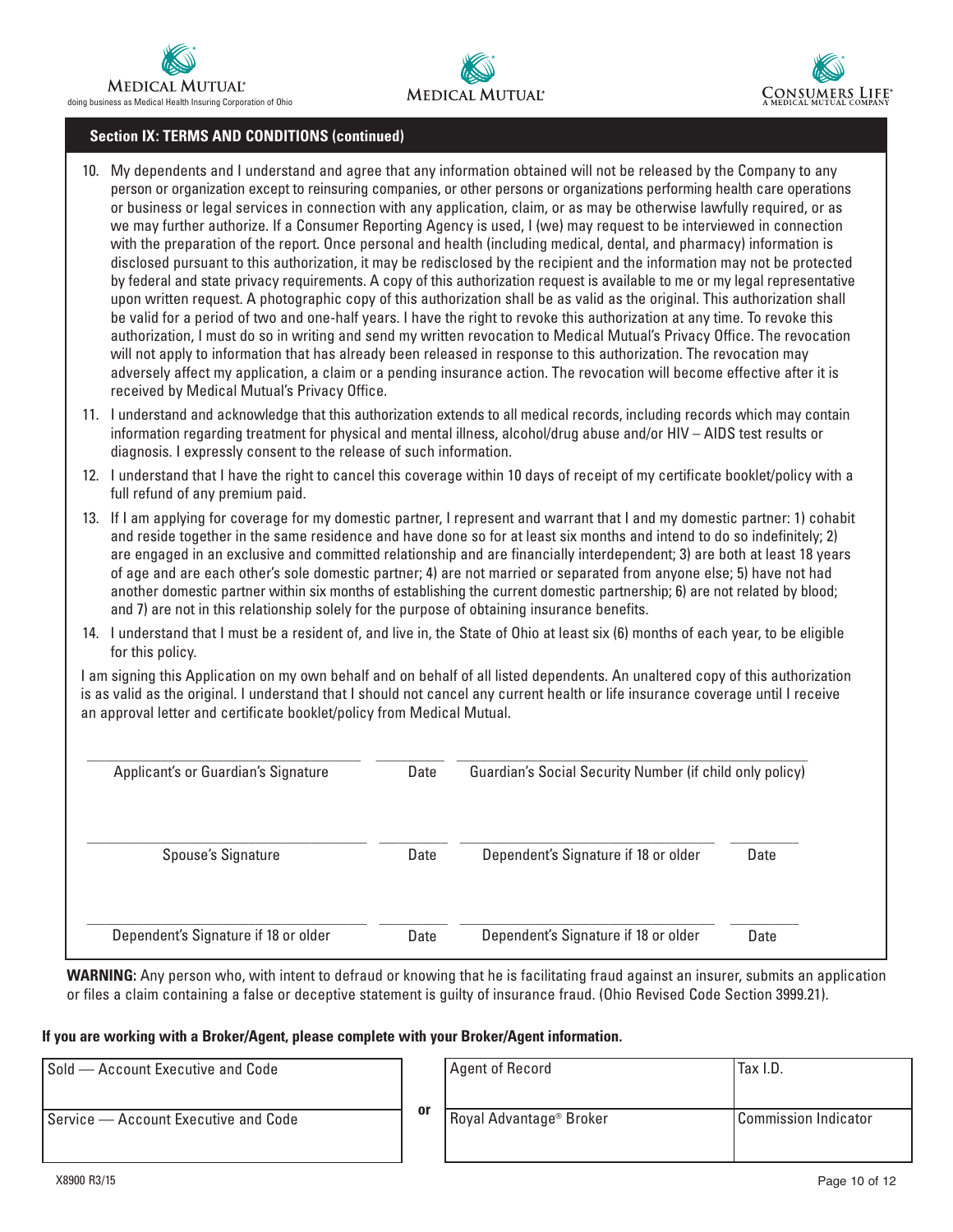## Section IX: TERMS AND CONDITIONS (continued)

10. My dependents and I understand and agree that any information obtained will not be released by the Company to any person or organization except to reinsuring companies, or other persons or organizations performing health care operations or business or legal services in connection with any application, claim, or as may be otherwise lawfully required, or as we may further authorize. If a Consumer Reporting Agency is used, I (we) may request to be interviewed in connection with the preparation of the report. Once personal and health (including medical, dental, and pharmacy) information is disclosed pursuant to this authorization, it may be redisclosed by the recipient and the information may not be protected by federal and state privacy requirements. A copy of this authorization request is available to me or my legal representative upon written request. A photographic copy of this authorization shall be as valid as the original. This authorization shall be valid for a period of two and one-half years. I have the right to revoke this authorization at any time. To revoke this authorization, I must do so in writing and send my written revocation to Medical Mutual's Privacy Office. The revocation will not apply to information that has already been released in response to this authorization. The revocation may adversely affect my application, a claim or a pending insurance action. The revocation will become effective after it is received by Medical Mutual's Privacy Office.
11. I understand and acknowledge that this authorization extends to all medical records, including records which may contain information regarding treatment for physical and mental illness, alcohol/drug abuse and/or HIV – AIDS test results or diagnosis. I expressly consent to the release of such information.
12. I understand that I have the right to cancel this coverage within 10 days of receipt of my certificate booklet/policy with a full refund of any premium paid.
13. If I am applying for coverage for my domestic partner, I represent and warrant that I and my domestic partner: 1) cohabit and reside together in the same residence and have done so for at least six months and intend to do so indefinitely; 2) are engaged in an exclusive and committed relationship and are financially interdependent; 3) are both at least 18 years of age and are each other's sole domestic partner; 4) are not married or separated from anyone else; 5) have not had another domestic partner within six months of establishing the current domestic partnership; 6) are not related by blood; and 7) are not in this relationship solely for the purpose of obtaining insurance benefits.
14. I understand that I must be a resident of, and live in, the State of Ohio at least six (6) months of each year, to be eligible for this policy.

I am signing this Application on my own behalf and on behalf of all listed dependents. An unaltered copy of this authorization is as valid as the original. I understand that I should not cancel any current health or life insurance coverage until I receive an approval letter and certificate booklet/policy from Medical Mutual.

| | | | |
|---|---|---|---|
| Applicant's or Guardian's Signature | Date | Guardian's Social Security Number (if child only policy) | |
| Spouse's Signature | Date | Dependent's Signature if 18 or older | Date |
| Dependent's Signature if 18 or older | Date | Dependent's Signature if 18 or older | Date |

**WARNING:** Any person who, with intent to defraud or knowing that he is facilitating fraud against an insurer, submits an application or files a claim containing a false or deceptive statement is guilty of insurance fraud. (Ohio Revised Code Section 3999.21).

**If you are working with a Broker/Agent, please complete with your Broker/Agent information.**

| | | | |
|---|---|---|---|
| Sold — Account Executive and Code | or | Agent of Record | Tax I.D. |
| Service — Account Executive and Code | | Royal Advantage® Broker | Commission Indicator |

X8900 R3/15